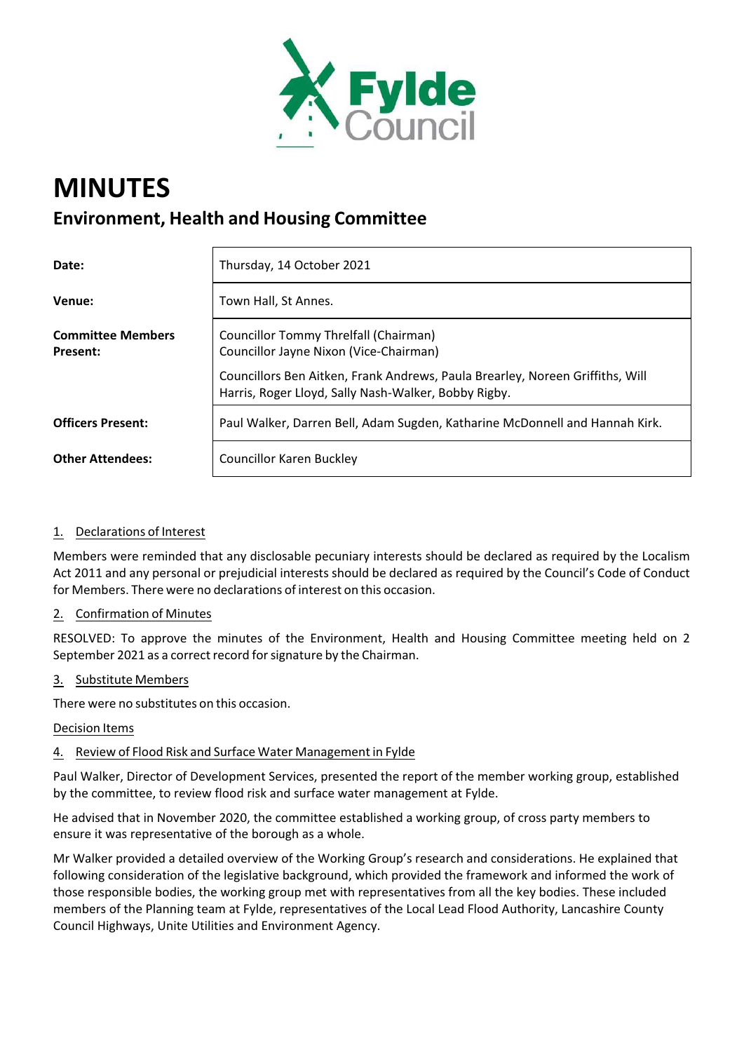# MINUTES

## Environment, Health and Housing Committee

| | |
|---|---|
| **Date:** | Thursday, 14 October 2021 |
| **Venue:** | Town Hall, St Annes. |
| **Committee Members Present:** | Councillor Tommy Threlfall (Chairman)<br>Councillor Jayne Nixon (Vice-Chairman)<br>Councillors Ben Aitken, Frank Andrews, Paula Brearley, Noreen Griffiths, Will Harris, Roger Lloyd, Sally Nash-Walker, Bobby Rigby. |
| **Officers Present:** | Paul Walker, Darren Bell, Adam Sugden, Katharine McDonnell and Hannah Kirk. |
| **Other Attendees:** | Councillor Karen Buckley |

1. Declarations of Interest

Members were reminded that any disclosable pecuniary interests should be declared as required by the Localism Act 2011 and any personal or prejudicial interests should be declared as required by the Council's Code of Conduct for Members. There were no declarations of interest on this occasion.

2. Confirmation of Minutes

RESOLVED: To approve the minutes of the Environment, Health and Housing Committee meeting held on 2 September 2021 as a correct record for signature by the Chairman.

3. Substitute Members

There were no substitutes on this occasion.

Decision Items

4. Review of Flood Risk and Surface Water Management in Fylde

Paul Walker, Director of Development Services, presented the report of the member working group, established by the committee, to review flood risk and surface water management at Fylde.

He advised that in November 2020, the committee established a working group, of cross party members to ensure it was representative of the borough as a whole.

Mr Walker provided a detailed overview of the Working Group's research and considerations. He explained that following consideration of the legislative background, which provided the framework and informed the work of those responsible bodies, the working group met with representatives from all the key bodies. These included members of the Planning team at Fylde, representatives of the Local Lead Flood Authority, Lancashire County Council Highways, Unite Utilities and Environment Agency.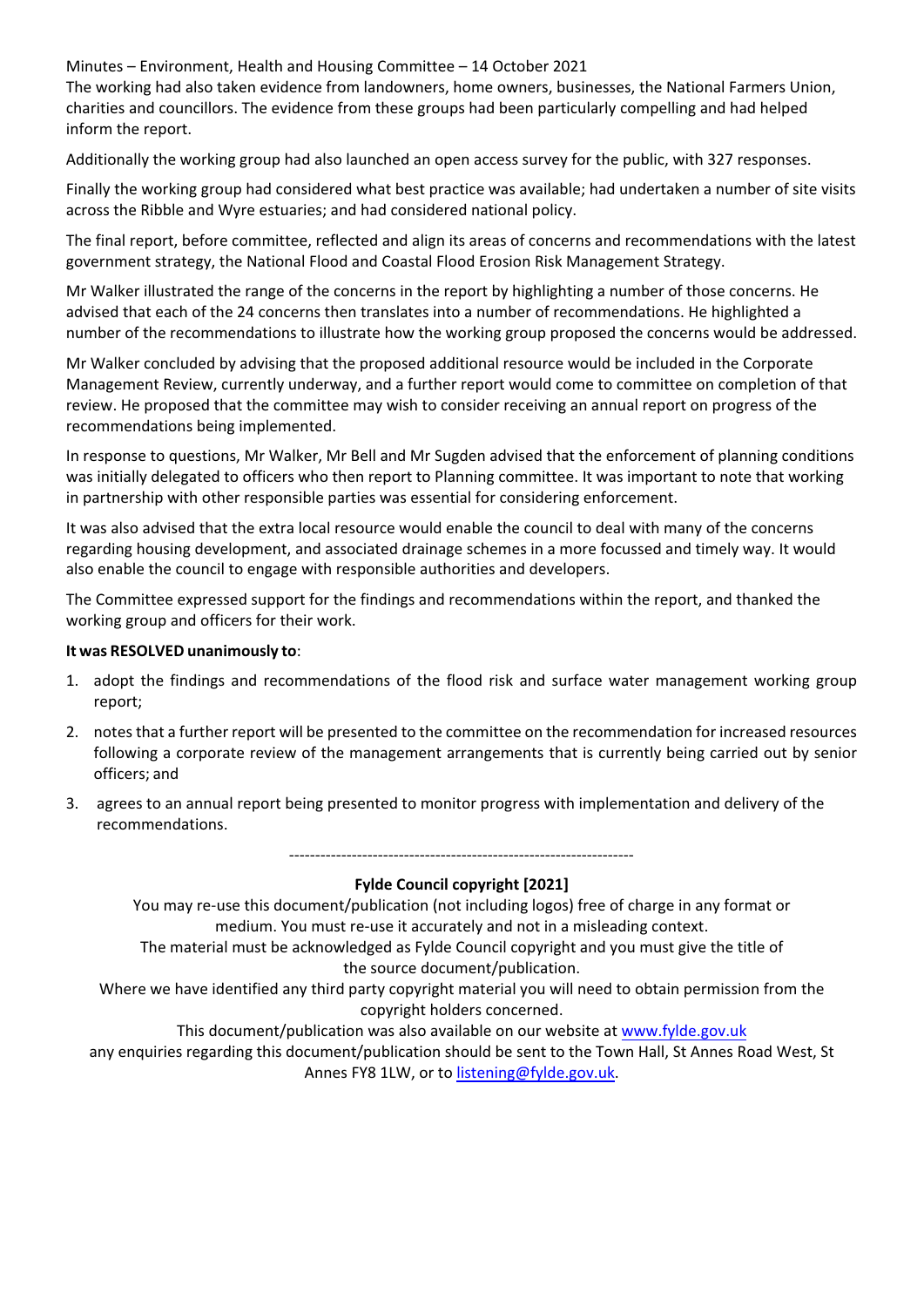The working had also taken evidence from landowners, home owners, businesses, the National Farmers Union, charities and councillors. The evidence from these groups had been particularly compelling and had helped inform the report.

Additionally the working group had also launched an open access survey for the public, with 327 responses.

Finally the working group had considered what best practice was available; had undertaken a number of site visits across the Ribble and Wyre estuaries; and had considered national policy.

The final report, before committee, reflected and align its areas of concerns and recommendations with the latest government strategy, the National Flood and Coastal Flood Erosion Risk Management Strategy.

Mr Walker illustrated the range of the concerns in the report by highlighting a number of those concerns. He advised that each of the 24 concerns then translates into a number of recommendations. He highlighted a number of the recommendations to illustrate how the working group proposed the concerns would be addressed.

Mr Walker concluded by advising that the proposed additional resource would be included in the Corporate Management Review, currently underway, and a further report would come to committee on completion of that review. He proposed that the committee may wish to consider receiving an annual report on progress of the recommendations being implemented.

In response to questions, Mr Walker, Mr Bell and Mr Sugden advised that the enforcement of planning conditions was initially delegated to officers who then report to Planning committee. It was important to note that working in partnership with other responsible parties was essential for considering enforcement.

It was also advised that the extra local resource would enable the council to deal with many of the concerns regarding housing development, and associated drainage schemes in a more focussed and timely way. It would also enable the council to engage with responsible authorities and developers.

The Committee expressed support for the findings and recommendations within the report, and thanked the working group and officers for their work.

**It was RESOLVED unanimously to**:

1. adopt the findings and recommendations of the flood risk and surface water management working group report;
2. notes that a further report will be presented to the committee on the recommendation for increased resources following a corporate review of the management arrangements that is currently being carried out by senior officers; and
3. agrees to an annual report being presented to monitor progress with implementation and delivery of the recommendations.

------------------------------------------------------------------

**Fylde Council copyright [2021]**

You may re-use this document/publication (not including logos) free of charge in any format or medium. You must re-use it accurately and not in a misleading context.

The material must be acknowledged as Fylde Council copyright and you must give the title of the source document/publication.

Where we have identified any third party copyright material you will need to obtain permission from the copyright holders concerned.

This document/publication was also available on our website at www.fylde.gov.uk

any enquiries regarding this document/publication should be sent to the Town Hall, St Annes Road West, St Annes FY8 1LW, or to listening@fylde.gov.uk.